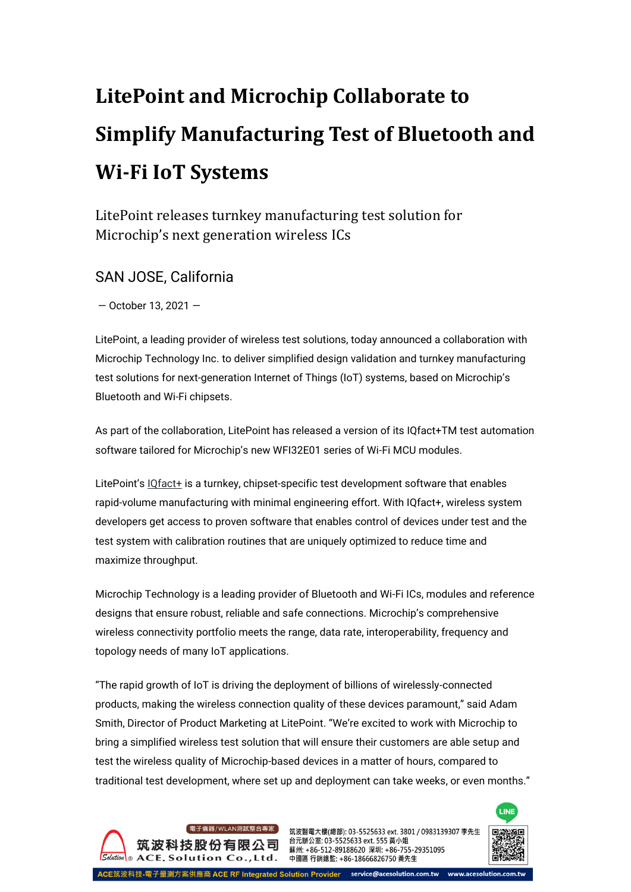# LitePoint and Microchip Collaborate to Simplify Manufacturing Test of Bluetooth and Wi-Fi IoT Systems

## LitePoint releases turnkey manufacturing test solution for Microchip's next generation wireless ICs

### SAN JOSE, California

— October 13, 2021 —

LitePoint, a leading provider of wireless test solutions, today announced a collaboration with Microchip Technology Inc. to deliver simplified design validation and turnkey manufacturing test solutions for next-generation Internet of Things (IoT) systems, based on Microchip's Bluetooth and Wi-Fi chipsets.

As part of the collaboration, LitePoint has released a version of its IQfact+TM test automation software tailored for Microchip's new WFI32E01 series of Wi-Fi MCU modules.

LitePoint's IQfact+ is a turnkey, chipset-specific test development software that enables rapid-volume manufacturing with minimal engineering effort. With IQfact+, wireless system developers get access to proven software that enables control of devices under test and the test system with calibration routines that are uniquely optimized to reduce time and maximize throughput.

Microchip Technology is a leading provider of Bluetooth and Wi-Fi ICs, modules and reference designs that ensure robust, reliable and safe connections. Microchip's comprehensive wireless connectivity portfolio meets the range, data rate, interoperability, frequency and topology needs of many IoT applications.

"The rapid growth of IoT is driving the deployment of billions of wirelessly-connected products, making the wireless connection quality of these devices paramount," said Adam Smith, Director of Product Marketing at LitePoint. "We're excited to work with Microchip to bring a simplified wireless test solution that will ensure their customers are able setup and test the wireless quality of Microchip-based devices in a matter of hours, compared to traditional test development, where set up and deployment can take weeks, or even months."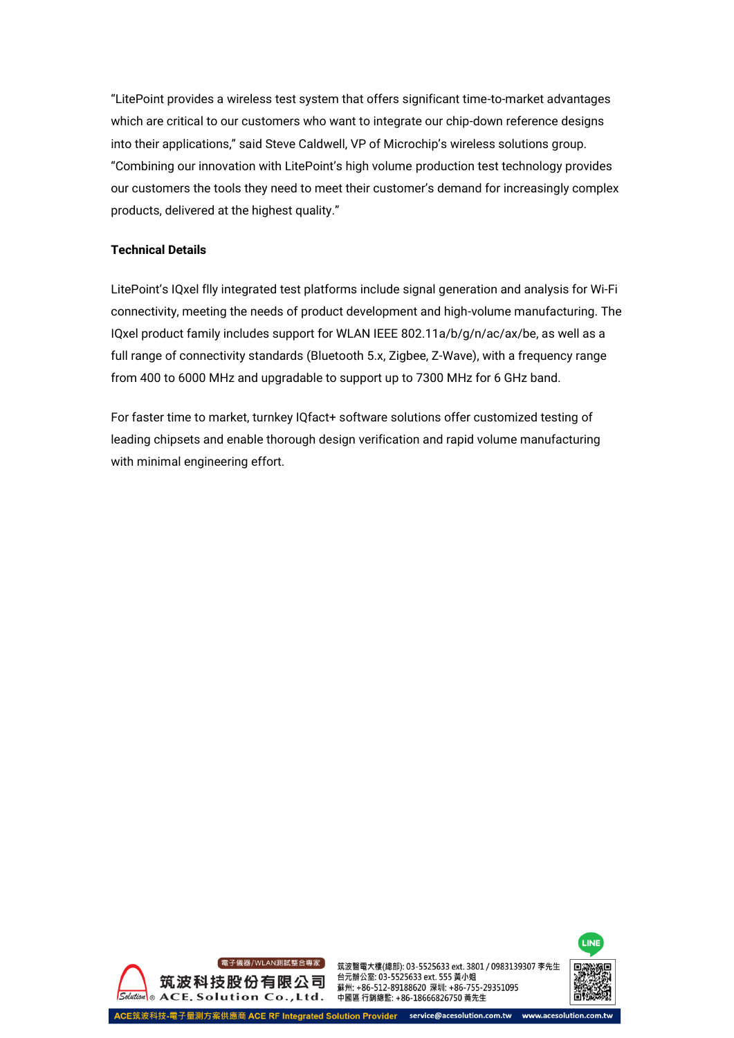"LitePoint provides a wireless test system that offers significant time-to-market advantages which are critical to our customers who want to integrate our chip-down reference designs into their applications," said Steve Caldwell, VP of Microchip's wireless solutions group. "Combining our innovation with LitePoint's high volume production test technology provides our customers the tools they need to meet their customer's demand for increasingly complex products, delivered at the highest quality."

**Technical Details**

LitePoint's IQxel flly integrated test platforms include signal generation and analysis for Wi-Fi connectivity, meeting the needs of product development and high-volume manufacturing. The IQxel product family includes support for WLAN IEEE 802.11a/b/g/n/ac/ax/be, as well as a full range of connectivity standards (Bluetooth 5.x, Zigbee, Z-Wave), with a frequency range from 400 to 6000 MHz and upgradable to support up to 7300 MHz for 6 GHz band.

For faster time to market, turnkey IQfact+ software solutions offer customized testing of leading chipsets and enable thorough design verification and rapid volume manufacturing with minimal engineering effort.